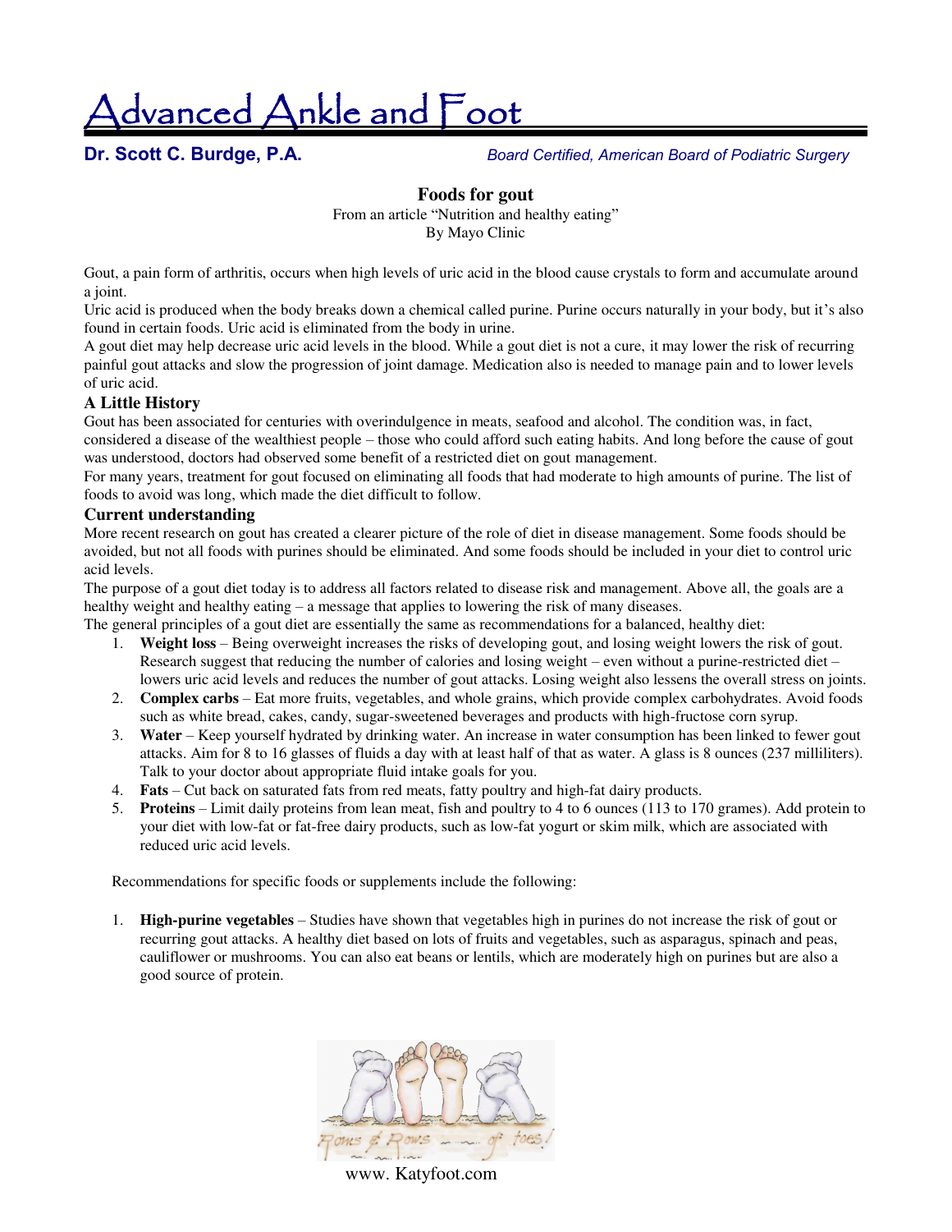# Advanced Ankle and Foot

**Dr. Scott C. Burdge, P.A.** *Board Certified, American Board of Podiatric Surgery*

## Foods for gout

From an article "Nutrition and healthy eating"
By Mayo Clinic

Gout, a pain form of arthritis, occurs when high levels of uric acid in the blood cause crystals to form and accumulate around a joint.

Uric acid is produced when the body breaks down a chemical called purine. Purine occurs naturally in your body, but it's also found in certain foods. Uric acid is eliminated from the body in urine.

A gout diet may help decrease uric acid levels in the blood. While a gout diet is not a cure, it may lower the risk of recurring painful gout attacks and slow the progression of joint damage. Medication also is needed to manage pain and to lower levels of uric acid.

### A Little History

Gout has been associated for centuries with overindulgence in meats, seafood and alcohol. The condition was, in fact, considered a disease of the wealthiest people – those who could afford such eating habits. And long before the cause of gout was understood, doctors had observed some benefit of a restricted diet on gout management.

For many years, treatment for gout focused on eliminating all foods that had moderate to high amounts of purine. The list of foods to avoid was long, which made the diet difficult to follow.

### Current understanding

More recent research on gout has created a clearer picture of the role of diet in disease management. Some foods should be avoided, but not all foods with purines should be eliminated. And some foods should be included in your diet to control uric acid levels.

The purpose of a gout diet today is to address all factors related to disease risk and management. Above all, the goals are a healthy weight and healthy eating – a message that applies to lowering the risk of many diseases.

The general principles of a gout diet are essentially the same as recommendations for a balanced, healthy diet:

1. **Weight loss** – Being overweight increases the risks of developing gout, and losing weight lowers the risk of gout. Research suggest that reducing the number of calories and losing weight – even without a purine-restricted diet – lowers uric acid levels and reduces the number of gout attacks. Losing weight also lessens the overall stress on joints.
2. **Complex carbs** – Eat more fruits, vegetables, and whole grains, which provide complex carbohydrates. Avoid foods such as white bread, cakes, candy, sugar-sweetened beverages and products with high-fructose corn syrup.
3. **Water** – Keep yourself hydrated by drinking water. An increase in water consumption has been linked to fewer gout attacks. Aim for 8 to 16 glasses of fluids a day with at least half of that as water. A glass is 8 ounces (237 milliliters). Talk to your doctor about appropriate fluid intake goals for you.
4. **Fats** – Cut back on saturated fats from red meats, fatty poultry and high-fat dairy products.
5. **Proteins** – Limit daily proteins from lean meat, fish and poultry to 4 to 6 ounces (113 to 170 grames). Add protein to your diet with low-fat or fat-free dairy products, such as low-fat yogurt or skim milk, which are associated with reduced uric acid levels.

Recommendations for specific foods or supplements include the following:

1. **High-purine vegetables** – Studies have shown that vegetables high in purines do not increase the risk of gout or recurring gout attacks. A healthy diet based on lots of fruits and vegetables, such as asparagus, spinach and peas, cauliflower or mushrooms. You can also eat beans or lentils, which are moderately high on purines but are also a good source of protein.

www. Katyfoot.com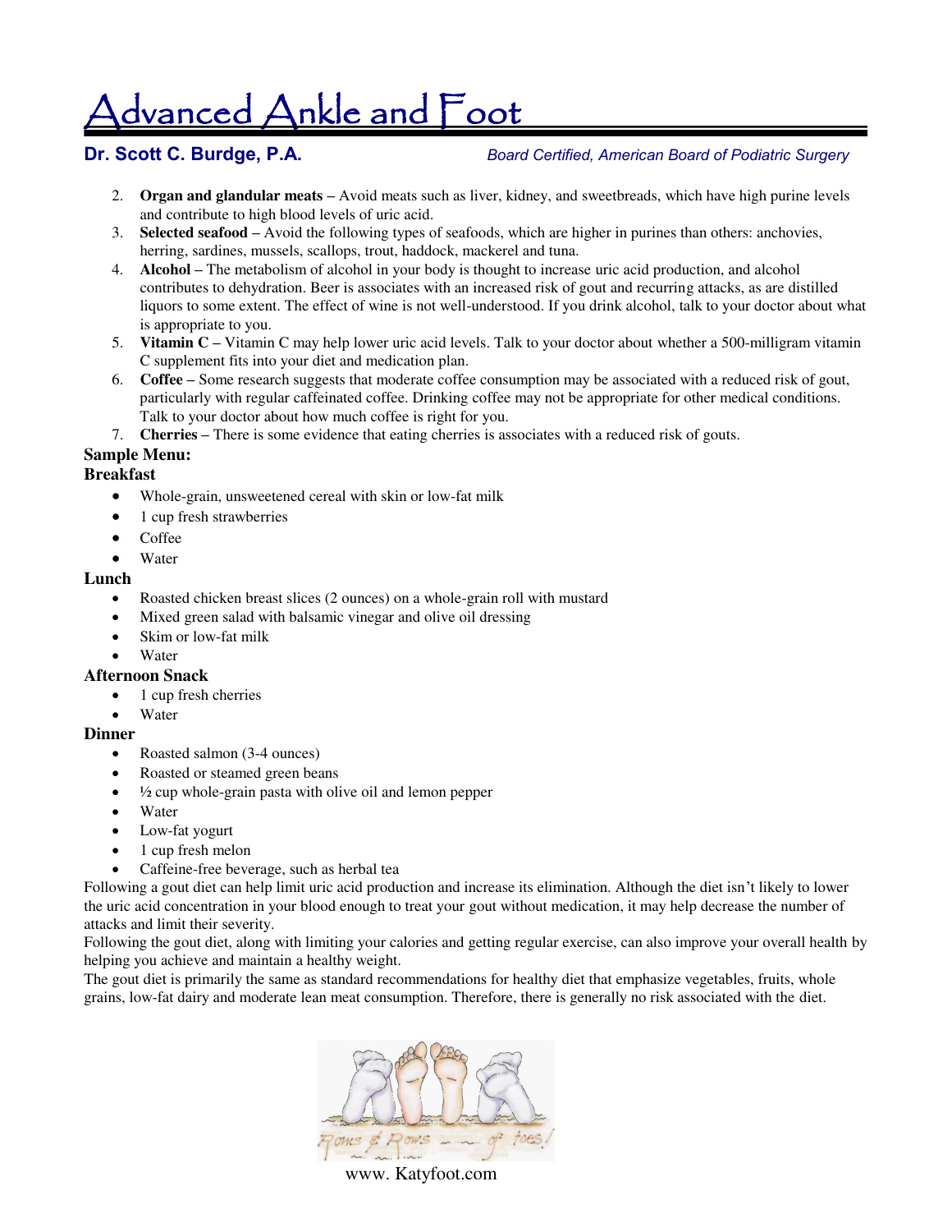2. **Organ and glandular meats** – Avoid meats such as liver, kidney, and sweetbreads, which have high purine levels and contribute to high blood levels of uric acid.
3. **Selected seafood** – Avoid the following types of seafoods, which are higher in purines than others: anchovies, herring, sardines, mussels, scallops, trout, haddock, mackerel and tuna.
4. **Alcohol** – The metabolism of alcohol in your body is thought to increase uric acid production, and alcohol contributes to dehydration. Beer is associates with an increased risk of gout and recurring attacks, as are distilled liquors to some extent. The effect of wine is not well-understood. If you drink alcohol, talk to your doctor about what is appropriate to you.
5. **Vitamin C** – Vitamin C may help lower uric acid levels. Talk to your doctor about whether a 500-milligram vitamin C supplement fits into your diet and medication plan.
6. **Coffee** – Some research suggests that moderate coffee consumption may be associated with a reduced risk of gout, particularly with regular caffeinated coffee. Drinking coffee may not be appropriate for other medical conditions. Talk to your doctor about how much coffee is right for you.
7. **Cherries** – There is some evidence that eating cherries is associates with a reduced risk of gouts.

**Sample Menu:**

**Breakfast**

- Whole-grain, unsweetened cereal with skin or low-fat milk
- 1 cup fresh strawberries
- Coffee
- Water

**Lunch**

- Roasted chicken breast slices (2 ounces) on a whole-grain roll with mustard
- Mixed green salad with balsamic vinegar and olive oil dressing
- Skim or low-fat milk
- Water

**Afternoon Snack**

- 1 cup fresh cherries
- Water

**Dinner**

- Roasted salmon (3-4 ounces)
- Roasted or steamed green beans
- ½ cup whole-grain pasta with olive oil and lemon pepper
- Water
- Low-fat yogurt
- 1 cup fresh melon
- Caffeine-free beverage, such as herbal tea

Following a gout diet can help limit uric acid production and increase its elimination. Although the diet isn't likely to lower the uric acid concentration in your blood enough to treat your gout without medication, it may help decrease the number of attacks and limit their severity.

Following the gout diet, along with limiting your calories and getting regular exercise, can also improve your overall health by helping you achieve and maintain a healthy weight.

The gout diet is primarily the same as standard recommendations for healthy diet that emphasize vegetables, fruits, whole grains, low-fat dairy and moderate lean meat consumption. Therefore, there is generally no risk associated with the diet.

www. Katyfoot.com